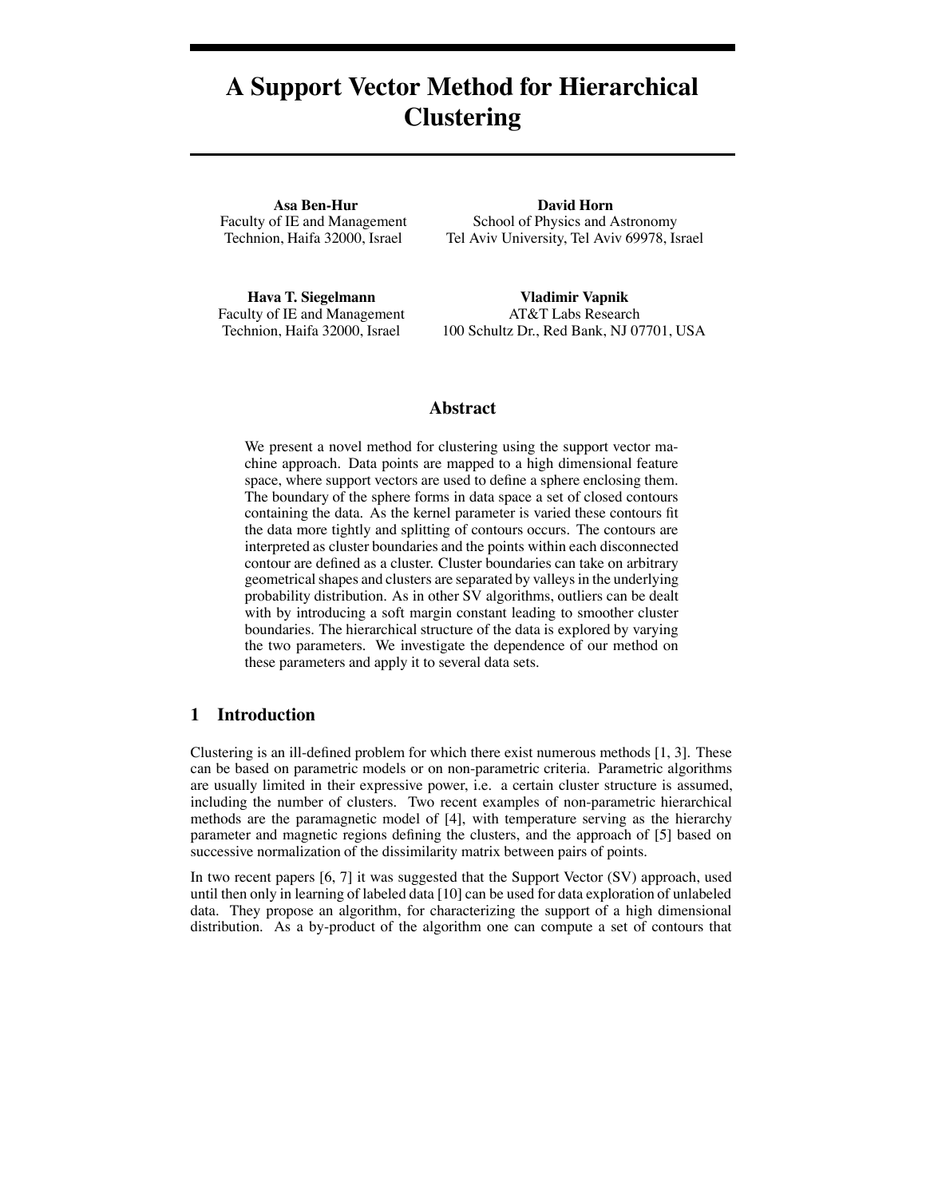# A Support Vector Method for Hierarchical Clustering

**Asa Ben-Hur**
Faculty of IE and Management
Technion, Haifa 32000, Israel

**David Horn**
School of Physics and Astronomy
Tel Aviv University, Tel Aviv 69978, Israel

**Hava T. Siegelmann**
Faculty of IE and Management
Technion, Haifa 32000, Israel

**Vladimir Vapnik**
AT&T Labs Research
100 Schultz Dr., Red Bank, NJ 07701, USA

## Abstract

We present a novel method for clustering using the support vector machine approach. Data points are mapped to a high dimensional feature space, where support vectors are used to define a sphere enclosing them. The boundary of the sphere forms in data space a set of closed contours containing the data. As the kernel parameter is varied these contours fit the data more tightly and splitting of contours occurs. The contours are interpreted as cluster boundaries and the points within each disconnected contour are defined as a cluster. Cluster boundaries can take on arbitrary geometrical shapes and clusters are separated by valleys in the underlying probability distribution. As in other SV algorithms, outliers can be dealt with by introducing a soft margin constant leading to smoother cluster boundaries. The hierarchical structure of the data is explored by varying the two parameters. We investigate the dependence of our method on these parameters and apply it to several data sets.

## 1 Introduction

Clustering is an ill-defined problem for which there exist numerous methods [1, 3]. These can be based on parametric models or on non-parametric criteria. Parametric algorithms are usually limited in their expressive power, i.e. a certain cluster structure is assumed, including the number of clusters. Two recent examples of non-parametric hierarchical methods are the paramagnetic model of [4], with temperature serving as the hierarchy parameter and magnetic regions defining the clusters, and the approach of [5] based on successive normalization of the dissimilarity matrix between pairs of points.

In two recent papers [6, 7] it was suggested that the Support Vector (SV) approach, used until then only in learning of labeled data [10] can be used for data exploration of unlabeled data. They propose an algorithm, for characterizing the support of a high dimensional distribution. As a by-product of the algorithm one can compute a set of contours that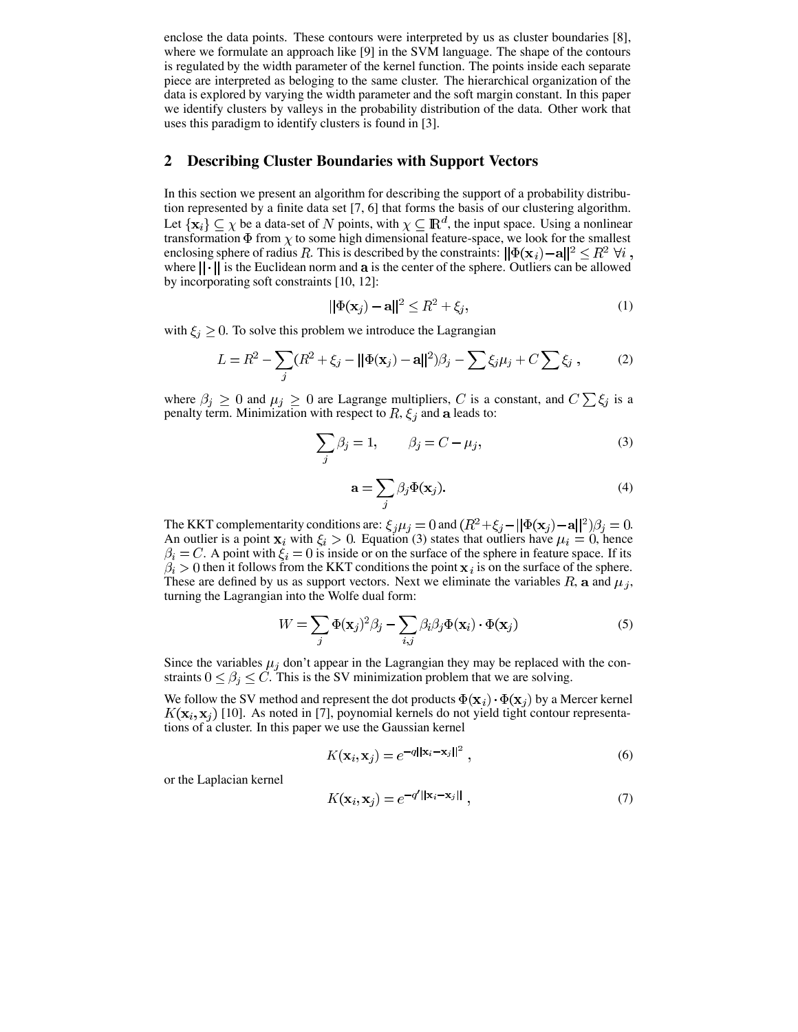enclose the data points. These contours were interpreted by us as cluster boundaries [8], where we formulate an approach like [9] in the SVM language. The shape of the contours is regulated by the width parameter of the kernel function. The points inside each separate piece are interpreted as beloging to the same cluster. The hierarchical organization of the data is explored by varying the width parameter and the soft margin constant. In this paper we identify clusters by valleys in the probability distribution of the data. Other work that uses this paradigm to identify clusters is found in [3].

## 2 Describing Cluster Boundaries with Support Vectors

In this section we present an algorithm for describing the support of a probability distribution represented by a finite data set [7, 6] that forms the basis of our clustering algorithm. Let $\{\mathbf{x}_i\} \subseteq \chi$ be a data-set of $N$ points, with $\chi \subseteq \mathbb{R}^d$, the input space. Using a nonlinear transformation $\Phi$ from $\chi$ to some high dimensional feature-space, we look for the smallest enclosing sphere of radius $R$. This is described by the constraints: $||\Phi(\mathbf{x}_i) - \mathbf{a}||^2 \leq R^2 \ \forall i$, where $||\cdot||$ is the Euclidean norm and $\mathbf{a}$ is the center of the sphere. Outliers can be allowed by incorporating soft constraints [10, 12]:

$$||\Phi(\mathbf{x}_j) - \mathbf{a}||^2 \leq R^2 + \xi_j, \tag{1}$$

with $\xi_j \geq 0$. To solve this problem we introduce the Lagrangian

$$L = R^2 - \sum_j (R^2 + \xi_j - ||\Phi(\mathbf{x}_j) - \mathbf{a}||^2)\beta_j - \sum \xi_j \mu_j + C \sum \xi_j \ , \tag{2}$$

where $\beta_j \geq 0$ and $\mu_j \geq 0$ are Lagrange multipliers, $C$ is a constant, and $C \sum \xi_j$ is a penalty term. Minimization with respect to $R$, $\xi_j$ and $\mathbf{a}$ leads to:

$$\sum_j \beta_j = 1, \qquad \beta_j = C - \mu_j, \tag{3}$$

$$\mathbf{a} = \sum_j \beta_j \Phi(\mathbf{x}_j). \tag{4}$$

The KKT complementarity conditions are: $\xi_j \mu_j = 0$ and $(R^2 + \xi_j - ||\Phi(\mathbf{x}_j) - \mathbf{a}||^2)\beta_j = 0$. An outlier is a point $\mathbf{x}_i$ with $\xi_i > 0$. Equation (3) states that outliers have $\mu_i = 0$, hence $\beta_i = C$. A point with $\xi_i = 0$ is inside or on the surface of the sphere in feature space. If its $\beta_i > 0$ then it follows from the KKT conditions the point $\mathbf{x}_i$ is on the surface of the sphere. These are defined by us as support vectors. Next we eliminate the variables $R$, $\mathbf{a}$ and $\mu_j$, turning the Lagrangian into the Wolfe dual form:

$$W = \sum_j \Phi(\mathbf{x}_j)^2 \beta_j - \sum_{i,j} \beta_i \beta_j \Phi(\mathbf{x}_i) \cdot \Phi(\mathbf{x}_j) \tag{5}$$

Since the variables $\mu_j$ don't appear in the Lagrangian they may be replaced with the constraints $0 \leq \beta_j \leq C$. This is the SV minimization problem that we are solving.

We follow the SV method and represent the dot products $\Phi(\mathbf{x}_i) \cdot \Phi(\mathbf{x}_j)$ by a Mercer kernel $K(\mathbf{x}_i, \mathbf{x}_j)$ [10]. As noted in [7], poynomial kernels do not yield tight contour representations of a cluster. In this paper we use the Gaussian kernel

$$K(\mathbf{x}_i, \mathbf{x}_j) = e^{-q||\mathbf{x}_i - \mathbf{x}_j||^2} \ , \tag{6}$$

or the Laplacian kernel

$$K(\mathbf{x}_i, \mathbf{x}_j) = e^{-q'||\mathbf{x}_i - \mathbf{x}_j||} \ , \tag{7}$$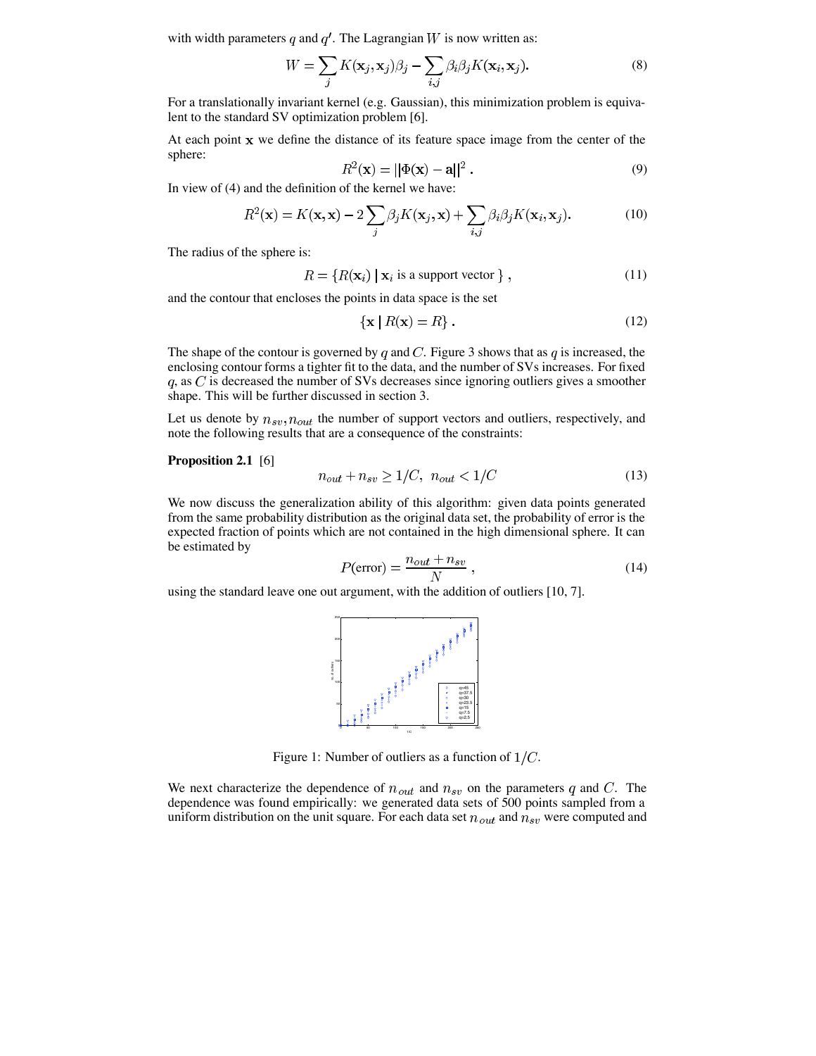with width parameters $q$ and $q'$. The Lagrangian $W$ is now written as:

$$W = \sum_j K(\mathbf{x}_j, \mathbf{x}_j)\beta_j - \sum_{i,j} \beta_i \beta_j K(\mathbf{x}_i, \mathbf{x}_j). \tag{8}$$

For a translationally invariant kernel (e.g. Gaussian), this minimization problem is equivalent to the standard SV optimization problem [6].

At each point $\mathbf{x}$ we define the distance of its feature space image from the center of the sphere:

$$R^2(\mathbf{x}) = ||\Phi(\mathbf{x}) - \mathbf{a}||^2 . \tag{9}$$

In view of (4) and the definition of the kernel we have:

$$R^2(\mathbf{x}) = K(\mathbf{x}, \mathbf{x}) - 2\sum_j \beta_j K(\mathbf{x}_j, \mathbf{x}) + \sum_{i,j} \beta_i \beta_j K(\mathbf{x}_i, \mathbf{x}_j). \tag{10}$$

The radius of the sphere is:

$$R = \{R(\mathbf{x}_i) \mid \mathbf{x}_i \text{ is a support vector }\} , \tag{11}$$

and the contour that encloses the points in data space is the set

$$\{\mathbf{x} \mid R(\mathbf{x}) = R\} . \tag{12}$$

The shape of the contour is governed by $q$ and $C$. Figure 3 shows that as $q$ is increased, the enclosing contour forms a tighter fit to the data, and the number of SVs increases. For fixed $q$, as $C$ is decreased the number of SVs decreases since ignoring outliers gives a smoother shape. This will be further discussed in section 3.

Let us denote by $n_{sv}, n_{out}$ the number of support vectors and outliers, respectively, and note the following results that are a consequence of the constraints:

**Proposition 2.1** [6]

$$n_{out} + n_{sv} \geq 1/C, \;\; n_{out} < 1/C \tag{13}$$

We now discuss the generalization ability of this algorithm: given data points generated from the same probability distribution as the original data set, the probability of error is the expected fraction of points which are not contained in the high dimensional sphere. It can be estimated by

$$P(\text{error}) = \frac{n_{out} + n_{sv}}{N} , \tag{14}$$

using the standard leave one out argument, with the addition of outliers [10, 7].

250
200
150
100
50
no. of outliers
50
100
150
200
250
1/C
q=45
q=37.5
q=30
q=22.5
q=15
q=7.5
q=2.5

Figure 1: Number of outliers as a function of $1/C$.

We next characterize the dependence of $n_{out}$ and $n_{sv}$ on the parameters $q$ and $C$. The dependence was found empirically: we generated data sets of 500 points sampled from a uniform distribution on the unit square. For each data set $n_{out}$ and $n_{sv}$ were computed and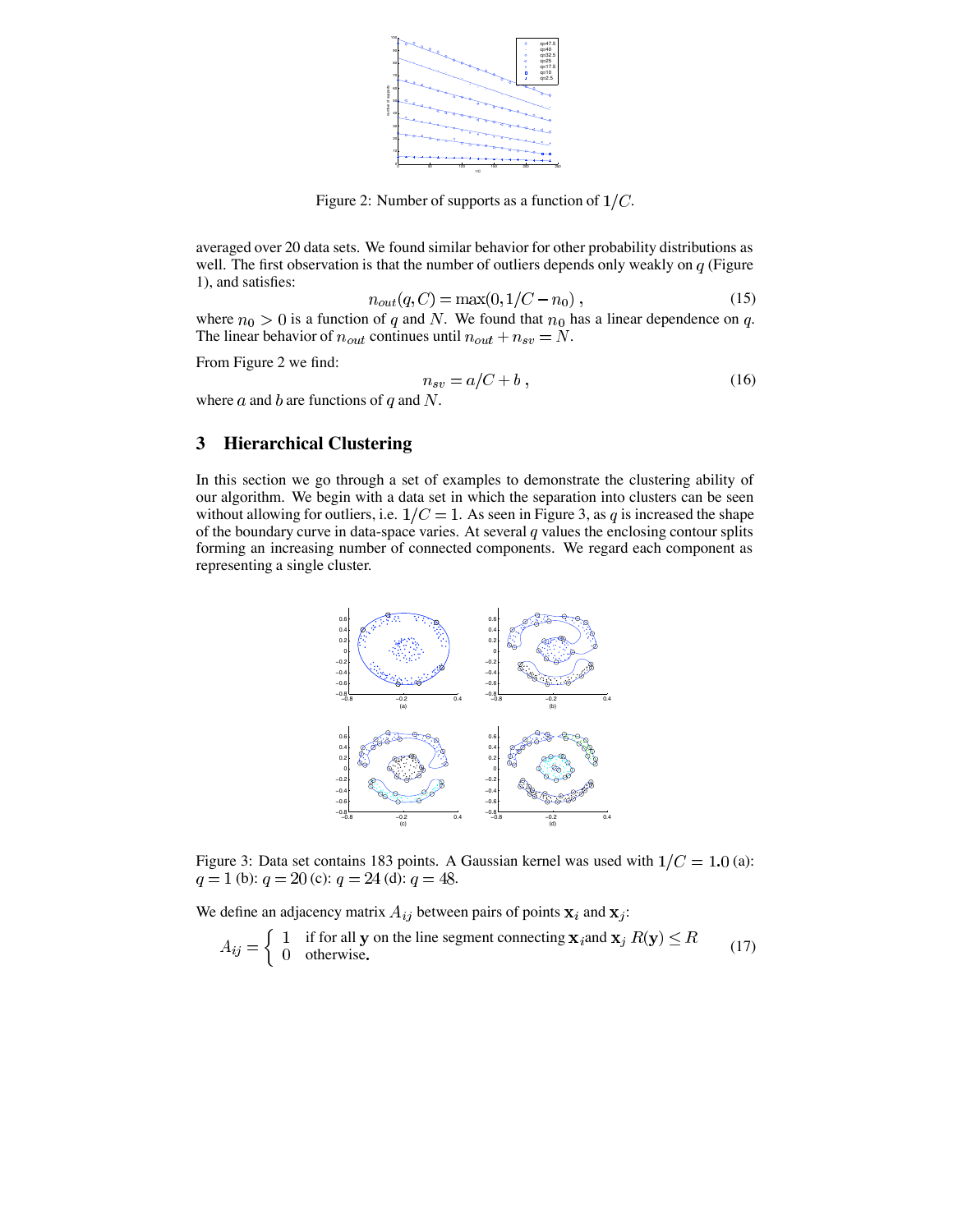q=47.5
q=40
q=32.5
q=25
q=17.5
q=10
q=2.5

number of supports

1/C

Figure 2: Number of supports as a function of $1/C$.

averaged over 20 data sets. We found similar behavior for other probability distributions as well. The first observation is that the number of outliers depends only weakly on $q$ (Figure 1), and satisfies:

$$n_{out}(q, C) = \max(0, 1/C - n_0) , \tag{15}$$

where $n_0 > 0$ is a function of $q$ and $N$. We found that $n_0$ has a linear dependence on $q$. The linear behavior of $n_{out}$ continues until $n_{out} + n_{sv} = N$.

From Figure 2 we find:

$$n_{sv} = a/C + b , \tag{16}$$

where $a$ and $b$ are functions of $q$ and $N$.

## 3 Hierarchical Clustering

In this section we go through a set of examples to demonstrate the clustering ability of our algorithm. We begin with a data set in which the separation into clusters can be seen without allowing for outliers, i.e. $1/C = 1$. As seen in Figure 3, as $q$ is increased the shape of the boundary curve in data-space varies. At several $q$ values the enclosing contour splits forming an increasing number of connected components. We regard each component as representing a single cluster.

(a)
(b)
(c)
(d)

Figure 3: Data set contains 183 points. A Gaussian kernel was used with $1/C = 1.0$ (a): $q = 1$ (b): $q = 20$ (c): $q = 24$ (d): $q = 48$.

We define an adjacency matrix $A_{ij}$ between pairs of points $\mathbf{x}_i$ and $\mathbf{x}_j$:

$$A_{ij} = \begin{cases} 1 & \text{if for all } \mathbf{y} \text{ on the line segment connecting } \mathbf{x}_i \text{and } \mathbf{x}_j \; R(\mathbf{y}) \leq R \\ 0 & \text{otherwise.} \end{cases} \tag{17}$$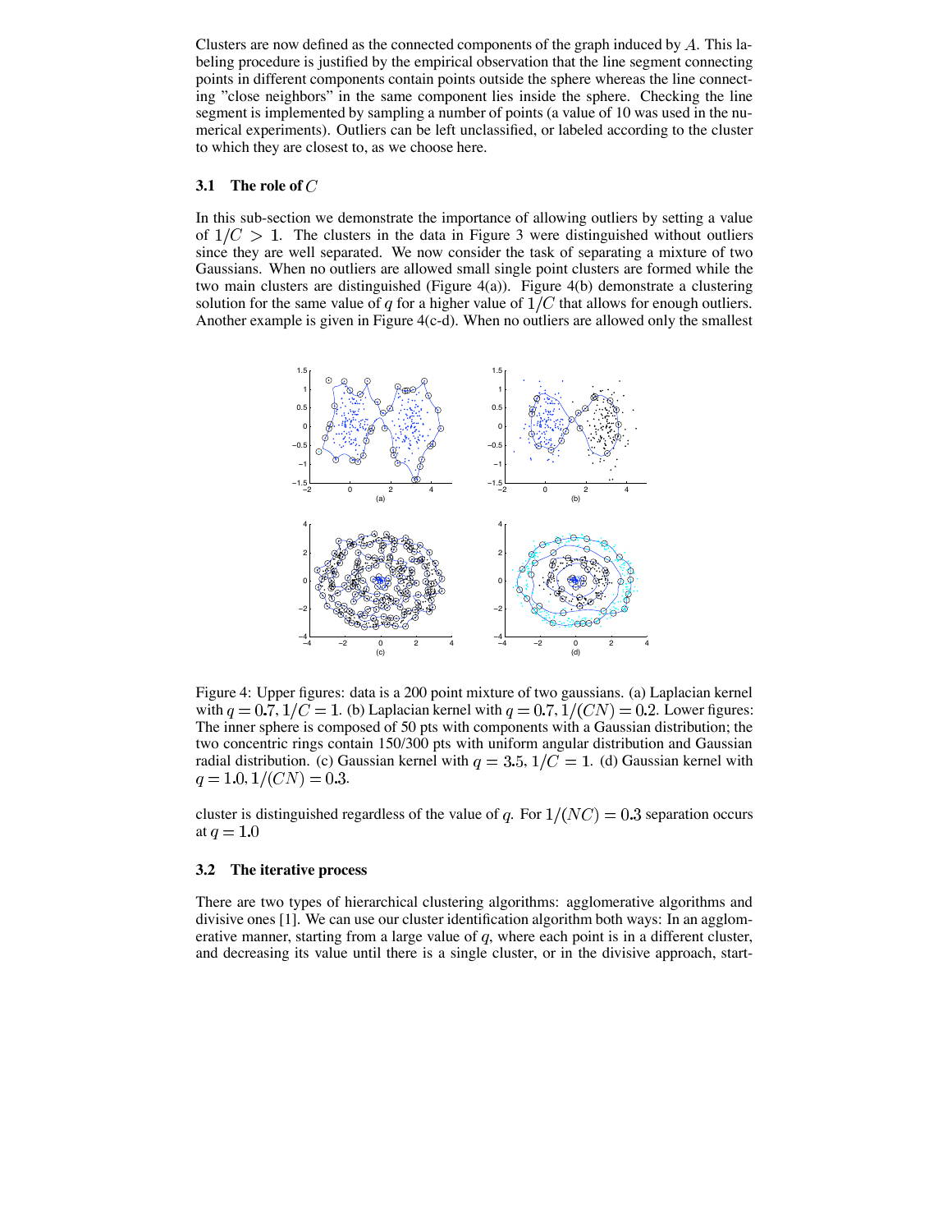Clusters are now defined as the connected components of the graph induced by $A$. This labeling procedure is justified by the empirical observation that the line segment connecting points in different components contain points outside the sphere whereas the line connecting "close neighbors" in the same component lies inside the sphere. Checking the line segment is implemented by sampling a number of points (a value of 10 was used in the numerical experiments). Outliers can be left unclassified, or labeled according to the cluster to which they are closest to, as we choose here.

### 3.1 The role of $C$

In this sub-section we demonstrate the importance of allowing outliers by setting a value of $1/C > 1$. The clusters in the data in Figure 3 were distinguished without outliers since they are well separated. We now consider the task of separating a mixture of two Gaussians. When no outliers are allowed small single point clusters are formed while the two main clusters are distinguished (Figure 4(a)). Figure 4(b) demonstrate a clustering solution for the same value of $q$ for a higher value of $1/C$ that allows for enough outliers. Another example is given in Figure 4(c-d). When no outliers are allowed only the smallest

1.5
1
0.5
0
−0.5
−1
−1.5
−2 0 2 4
(a)

1.5
1
0.5
0
−0.5
−1
−1.5
−2 0 2 4
(b)

4
2
0
−2
−4
−4 −2 0 2 4
(c)

4
2
0
−2
−4
−4 −2 0 2 4
(d)

Figure 4: Upper figures: data is a 200 point mixture of two gaussians. (a) Laplacian kernel with $q = 0.7, 1/C = 1$. (b) Laplacian kernel with $q = 0.7, 1/(CN) = 0.2$. Lower figures: The inner sphere is composed of 50 pts with components with a Gaussian distribution; the two concentric rings contain 150/300 pts with uniform angular distribution and Gaussian radial distribution. (c) Gaussian kernel with $q = 3.5, 1/C = 1$. (d) Gaussian kernel with $q = 1.0, 1/(CN) = 0.3$.

cluster is distinguished regardless of the value of $q$. For $1/(NC) = 0.3$ separation occurs at $q = 1.0$

### 3.2 The iterative process

There are two types of hierarchical clustering algorithms: agglomerative algorithms and divisive ones [1]. We can use our cluster identification algorithm both ways: In an agglomerative manner, starting from a large value of $q$, where each point is in a different cluster, and decreasing its value until there is a single cluster, or in the divisive approach, start-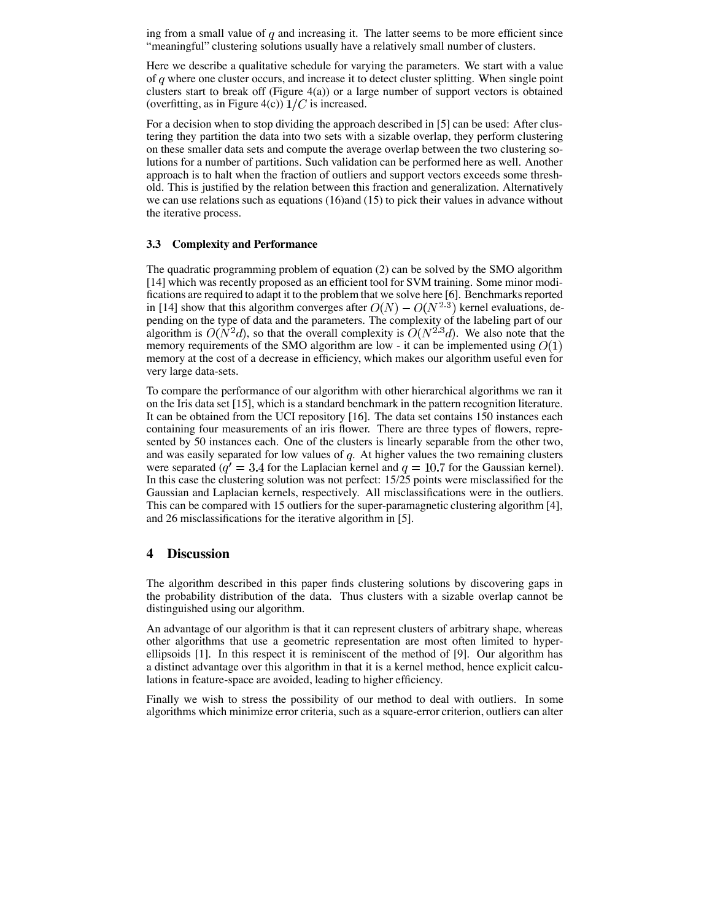ing from a small value of $q$ and increasing it. The latter seems to be more efficient since "meaningful" clustering solutions usually have a relatively small number of clusters.

Here we describe a qualitative schedule for varying the parameters. We start with a value of $q$ where one cluster occurs, and increase it to detect cluster splitting. When single point clusters start to break off (Figure 4(a)) or a large number of support vectors is obtained (overfitting, as in Figure 4(c)) $1/C$ is increased.

For a decision when to stop dividing the approach described in [5] can be used: After clustering they partition the data into two sets with a sizable overlap, they perform clustering on these smaller data sets and compute the average overlap between the two clustering solutions for a number of partitions. Such validation can be performed here as well. Another approach is to halt when the fraction of outliers and support vectors exceeds some threshold. This is justified by the relation between this fraction and generalization. Alternatively we can use relations such as equations (16)and (15) to pick their values in advance without the iterative process.

### 3.3 Complexity and Performance

The quadratic programming problem of equation (2) can be solved by the SMO algorithm [14] which was recently proposed as an efficient tool for SVM training. Some minor modifications are required to adapt it to the problem that we solve here [6]. Benchmarks reported in [14] show that this algorithm converges after $O(N) - O(N^{2.3})$ kernel evaluations, depending on the type of data and the parameters. The complexity of the labeling part of our algorithm is $O(N^2 d)$, so that the overall complexity is $O(N^{2.3} d)$. We also note that the memory requirements of the SMO algorithm are low - it can be implemented using $O(1)$ memory at the cost of a decrease in efficiency, which makes our algorithm useful even for very large data-sets.

To compare the performance of our algorithm with other hierarchical algorithms we ran it on the Iris data set [15], which is a standard benchmark in the pattern recognition literature. It can be obtained from the UCI repository [16]. The data set contains 150 instances each containing four measurements of an iris flower. There are three types of flowers, represented by 50 instances each. One of the clusters is linearly separable from the other two, and was easily separated for low values of $q$. At higher values the two remaining clusters were separated ($q' = 3.4$ for the Laplacian kernel and $q = 10.7$ for the Gaussian kernel). In this case the clustering solution was not perfect: 15/25 points were misclassified for the Gaussian and Laplacian kernels, respectively. All misclassifications were in the outliers. This can be compared with 15 outliers for the super-paramagnetic clustering algorithm [4], and 26 misclassifications for the iterative algorithm in [5].

## 4 Discussion

The algorithm described in this paper finds clustering solutions by discovering gaps in the probability distribution of the data. Thus clusters with a sizable overlap cannot be distinguished using our algorithm.

An advantage of our algorithm is that it can represent clusters of arbitrary shape, whereas other algorithms that use a geometric representation are most often limited to hyper-ellipsoids [1]. In this respect it is reminiscent of the method of [9]. Our algorithm has a distinct advantage over this algorithm in that it is a kernel method, hence explicit calculations in feature-space are avoided, leading to higher efficiency.

Finally we wish to stress the possibility of our method to deal with outliers. In some algorithms which minimize error criteria, such as a square-error criterion, outliers can alter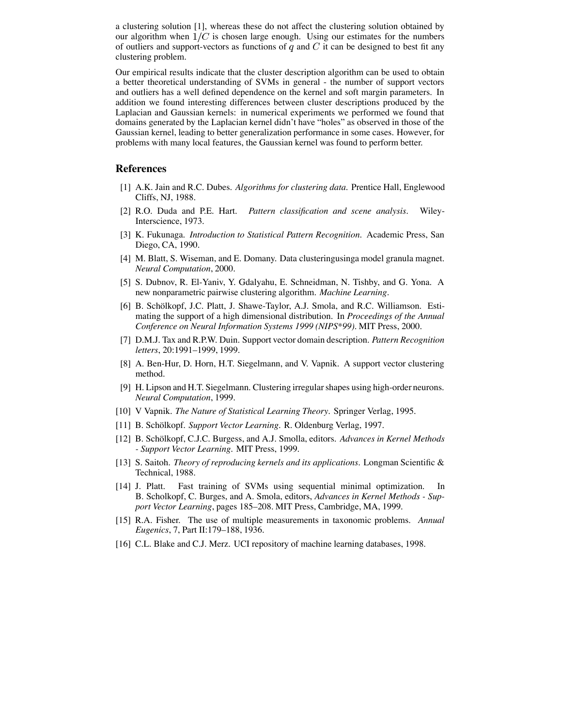a clustering solution [1], whereas these do not affect the clustering solution obtained by our algorithm when $1/C$ is chosen large enough. Using our estimates for the numbers of outliers and support-vectors as functions of $q$ and $C$ it can be designed to best fit any clustering problem.

Our empirical results indicate that the cluster description algorithm can be used to obtain a better theoretical understanding of SVMs in general - the number of support vectors and outliers has a well defined dependence on the kernel and soft margin parameters. In addition we found interesting differences between cluster descriptions produced by the Laplacian and Gaussian kernels: in numerical experiments we performed we found that domains generated by the Laplacian kernel didn't have "holes" as observed in those of the Gaussian kernel, leading to better generalization performance in some cases. However, for problems with many local features, the Gaussian kernel was found to perform better.

## References

[1] A.K. Jain and R.C. Dubes. *Algorithms for clustering data*. Prentice Hall, Englewood Cliffs, NJ, 1988.

[2] R.O. Duda and P.E. Hart. *Pattern classification and scene analysis*. Wiley-Interscience, 1973.

[3] K. Fukunaga. *Introduction to Statistical Pattern Recognition*. Academic Press, San Diego, CA, 1990.

[4] M. Blatt, S. Wiseman, and E. Domany. Data clusteringusinga model granula magnet. *Neural Computation*, 2000.

[5] S. Dubnov, R. El-Yaniv, Y. Gdalyahu, E. Schneidman, N. Tishby, and G. Yona. A new nonparametric pairwise clustering algorithm. *Machine Learning*.

[6] B. Schölkopf, J.C. Platt, J. Shawe-Taylor, A.J. Smola, and R.C. Williamson. Estimating the support of a high dimensional distribution. In *Proceedings of the Annual Conference on Neural Information Systems 1999 (NIPS*99)*. MIT Press, 2000.

[7] D.M.J. Tax and R.P.W. Duin. Support vector domain description. *Pattern Recognition letters*, 20:1991–1999, 1999.

[8] A. Ben-Hur, D. Horn, H.T. Siegelmann, and V. Vapnik. A support vector clustering method.

[9] H. Lipson and H.T. Siegelmann. Clustering irregular shapes using high-order neurons. *Neural Computation*, 1999.

[10] V Vapnik. *The Nature of Statistical Learning Theory*. Springer Verlag, 1995.

[11] B. Schölkopf. *Support Vector Learning*. R. Oldenburg Verlag, 1997.

[12] B. Schölkopf, C.J.C. Burgess, and A.J. Smolla, editors. *Advances in Kernel Methods - Support Vector Learning*. MIT Press, 1999.

[13] S. Saitoh. *Theory of reproducing kernels and its applications*. Longman Scientific & Technical, 1988.

[14] J. Platt. Fast training of SVMs using sequential minimal optimization. In B. Scholkopf, C. Burges, and A. Smola, editors, *Advances in Kernel Methods - Support Vector Learning*, pages 185–208. MIT Press, Cambridge, MA, 1999.

[15] R.A. Fisher. The use of multiple measurements in taxonomic problems. *Annual Eugenics*, 7, Part II:179–188, 1936.

[16] C.L. Blake and C.J. Merz. UCI repository of machine learning databases, 1998.